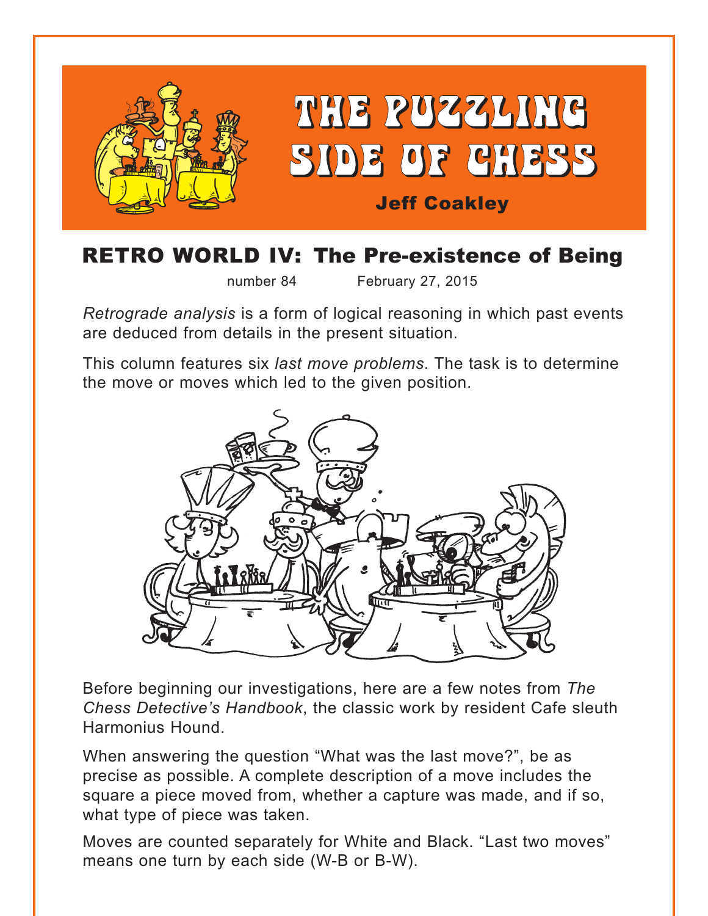# THE PUZZLING SIDE OF CHESS

Jeff Coakley

## RETRO WORLD IV: The Pre-existence of Being

number 84 February 27, 2015

*Retrograde analysis* is a form of logical reasoning in which past events are deduced from details in the present situation.

This column features six *last move problems*. The task is to determine the move or moves which led to the given position.

Before beginning our investigations, here are a few notes from *The Chess Detective's Handbook*, the classic work by resident Cafe sleuth Harmonius Hound.

When answering the question "What was the last move?", be as precise as possible. A complete description of a move includes the square a piece moved from, whether a capture was made, and if so, what type of piece was taken.

Moves are counted separately for White and Black. "Last two moves" means one turn by each side (W-B or B-W).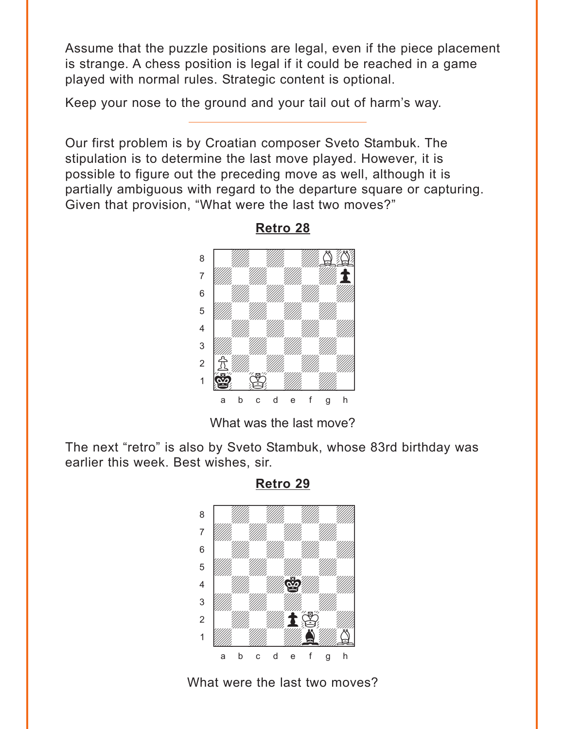Assume that the puzzle positions are legal, even if the piece placement is strange. A chess position is legal if it could be reached in a game played with normal rules. Strategic content is optional.

Keep your nose to the ground and your tail out of harm's way.

---

Our first problem is by Croatian composer Sveto Stambuk. The stipulation is to determine the last move played. However, it is possible to figure out the preceding move as well, although it is partially ambiguous with regard to the departure square or capturing. Given that provision, "What were the last two moves?"

**Retro 28**

What was the last move?

The next "retro" is also by Sveto Stambuk, whose 83rd birthday was earlier this week. Best wishes, sir.

**Retro 29**

What were the last two moves?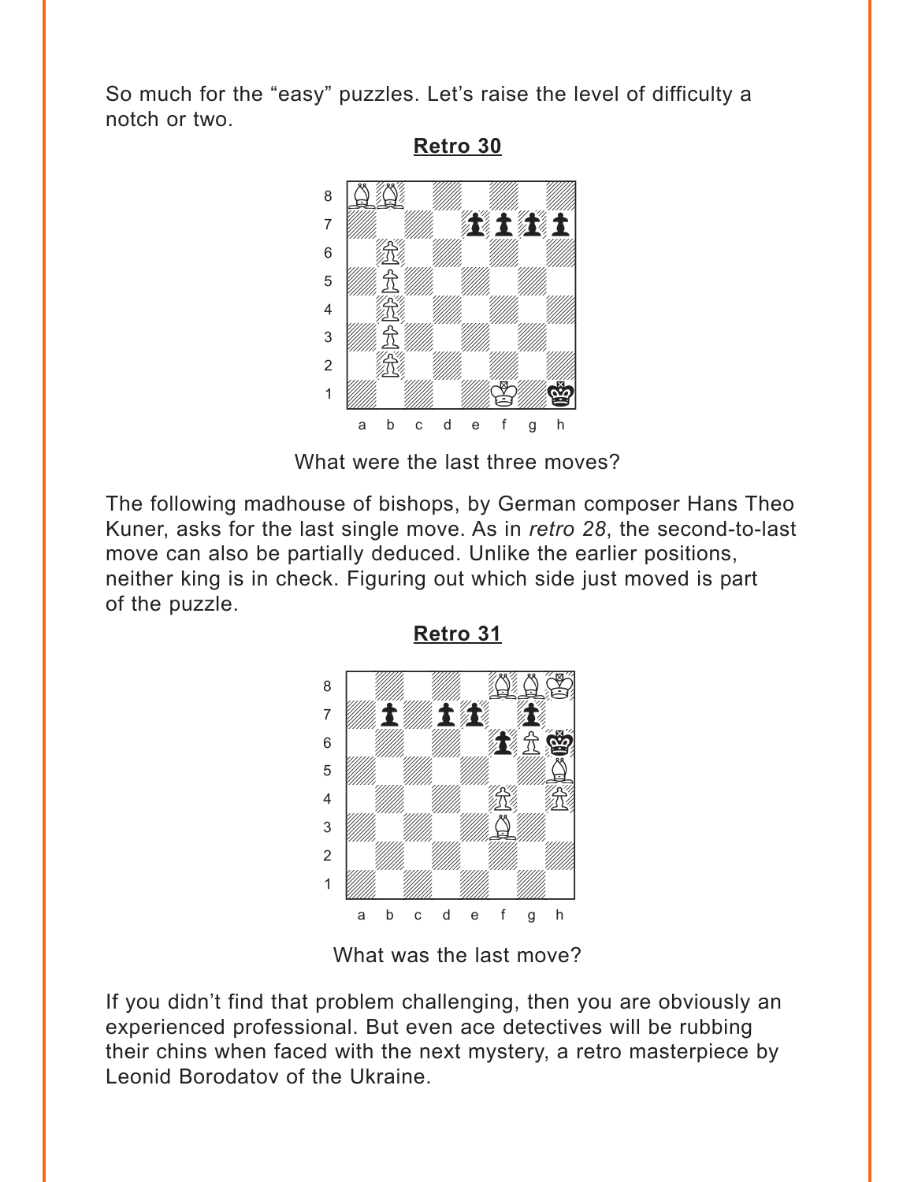So much for the “easy” puzzles. Let’s raise the level of difficulty a notch or two.

**Retro 30**

What were the last three moves?

The following madhouse of bishops, by German composer Hans Theo Kuner, asks for the last single move. As in *retro 28*, the second-to-last move can also be partially deduced. Unlike the earlier positions, neither king is in check. Figuring out which side just moved is part of the puzzle.

**Retro 31**

What was the last move?

If you didn’t find that problem challenging, then you are obviously an experienced professional. But even ace detectives will be rubbing their chins when faced with the next mystery, a retro masterpiece by Leonid Borodatov of the Ukraine.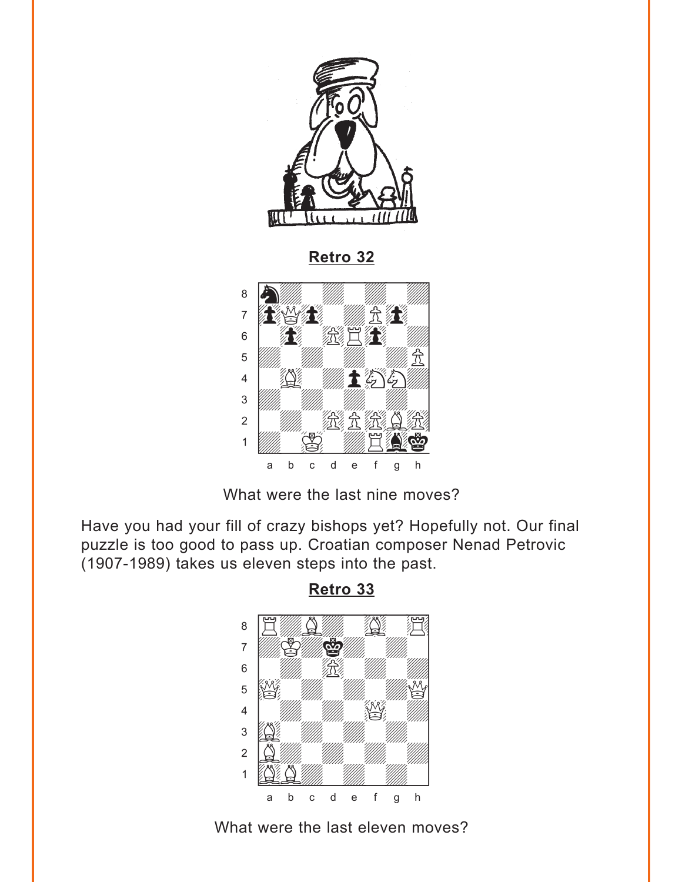**Retro 32**

8
7
6
5
4
3
2
1
a b c d e f g h

What were the last nine moves?

Have you had your fill of crazy bishops yet? Hopefully not. Our final puzzle is too good to pass up. Croatian composer Nenad Petrovic (1907-1989) takes us eleven steps into the past.

**Retro 33**

8
7
6
5
4
3
2
1
a b c d e f g h

What were the last eleven moves?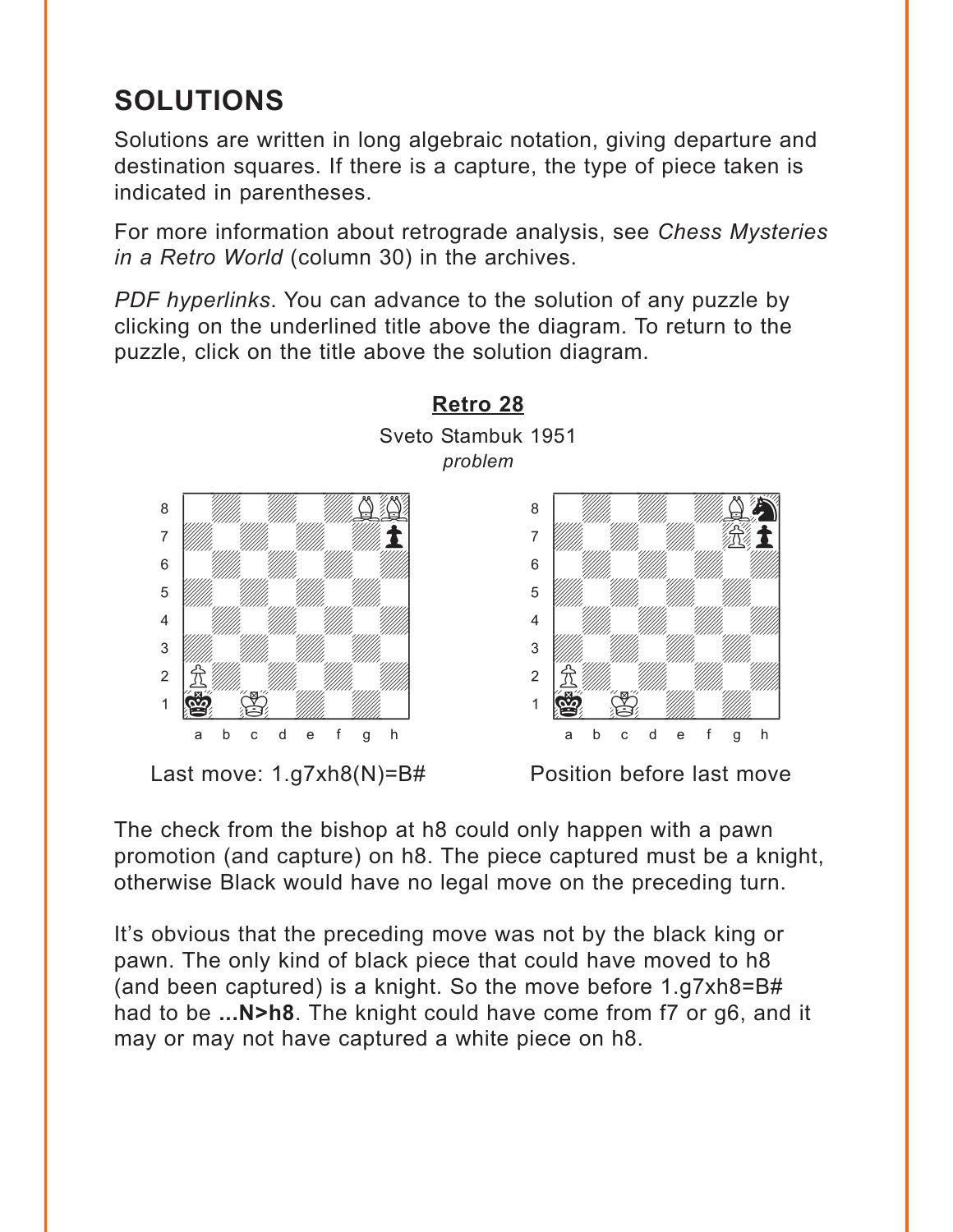# SOLUTIONS

Solutions are written in long algebraic notation, giving departure and destination squares. If there is a capture, the type of piece taken is indicated in parentheses.

For more information about retrograde analysis, see *Chess Mysteries in a Retro World* (column 30) in the archives.

*PDF hyperlinks*. You can advance to the solution of any puzzle by clicking on the underlined title above the diagram. To return to the puzzle, click on the title above the solution diagram.

## Retro 28

Sveto Stambuk 1951

*problem*

Last move: 1.g7xh8(N)=B#

Position before last move

The check from the bishop at h8 could only happen with a pawn promotion (and capture) on h8. The piece captured must be a knight, otherwise Black would have no legal move on the preceding turn.

It's obvious that the preceding move was not by the black king or pawn. The only kind of black piece that could have moved to h8 (and been captured) is a knight. So the move before 1.g7xh8=B# had to be **...N>h8**. The knight could have come from f7 or g6, and it may or may not have captured a white piece on h8.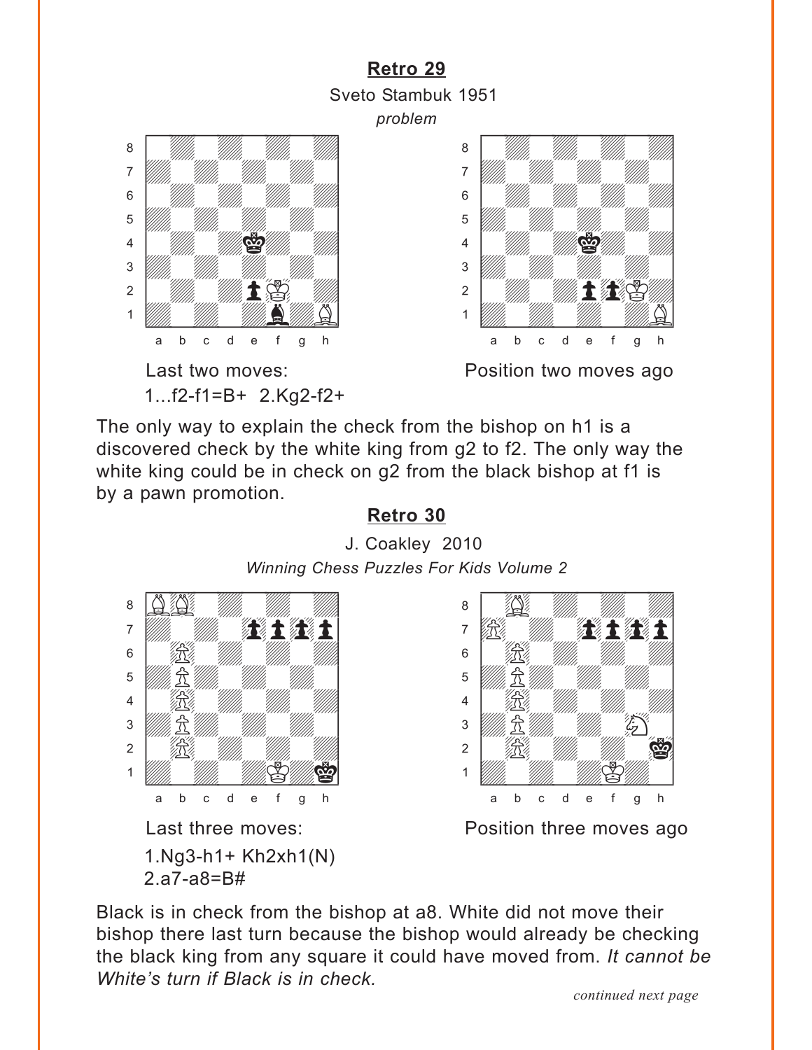## Retro 29

Sveto Stambuk 1951

*problem*

Last two moves:
1...f2-f1=B+ 2.Kg2-f2+

Position two moves ago

The only way to explain the check from the bishop on h1 is a discovered check by the white king from g2 to f2. The only way the white king could be in check on g2 from the black bishop at f1 is by a pawn promotion.

## Retro 30

J. Coakley 2010

*Winning Chess Puzzles For Kids Volume 2*

Last three moves:
1.Ng3-h1+ Kh2xh1(N)
2.a7-a8=B#

Position three moves ago

Black is in check from the bishop at a8. White did not move their bishop there last turn because the bishop would already be checking the black king from any square it could have moved from. *It cannot be White's turn if Black is in check.*

*continued next page*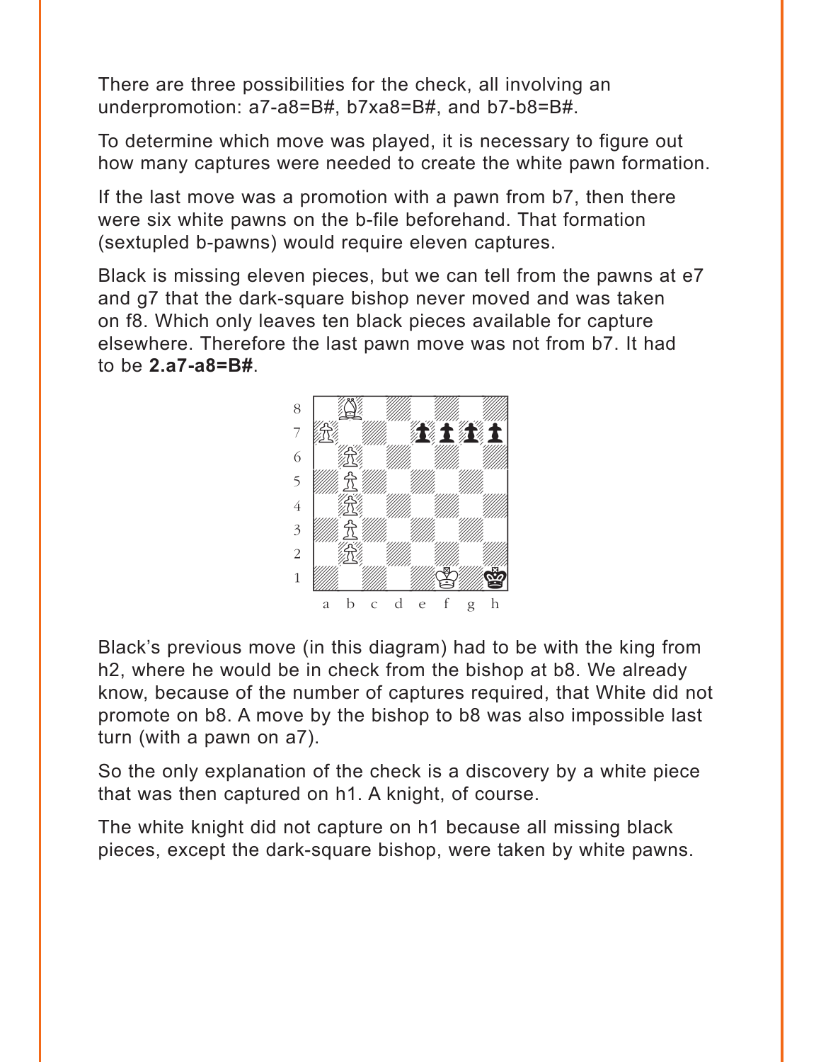There are three possibilities for the check, all involving an underpromotion: a7-a8=B#, b7xa8=B#, and b7-b8=B#.

To determine which move was played, it is necessary to figure out how many captures were needed to create the white pawn formation.

If the last move was a promotion with a pawn from b7, then there were six white pawns on the b-file beforehand. That formation (sextupled b-pawns) would require eleven captures.

Black is missing eleven pieces, but we can tell from the pawns at e7 and g7 that the dark-square bishop never moved and was taken on f8. Which only leaves ten black pieces available for capture elsewhere. Therefore the last pawn move was not from b7. It had to be **2.a7-a8=B#**.

Black's previous move (in this diagram) had to be with the king from h2, where he would be in check from the bishop at b8. We already know, because of the number of captures required, that White did not promote on b8. A move by the bishop to b8 was also impossible last turn (with a pawn on a7).

So the only explanation of the check is a discovery by a white piece that was then captured on h1. A knight, of course.

The white knight did not capture on h1 because all missing black pieces, except the dark-square bishop, were taken by white pawns.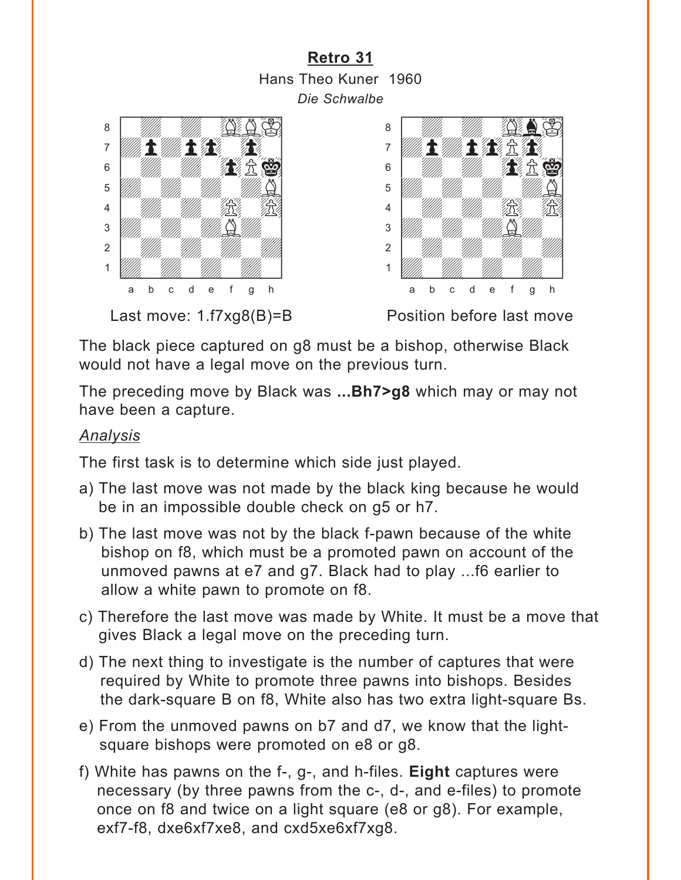# Retro 31

Hans Theo Kuner 1960

*Die Schwalbe*

Last move: 1.f7xg8(B)=B

Position before last move

The black piece captured on g8 must be a bishop, otherwise Black would not have a legal move on the previous turn.

The preceding move by Black was **...Bh7>g8** which may or may not have been a capture.

*Analysis*

The first task is to determine which side just played.

a) The last move was not made by the black king because he would be in an impossible double check on g5 or h7.

b) The last move was not by the black f-pawn because of the white bishop on f8, which must be a promoted pawn on account of the unmoved pawns at e7 and g7. Black had to play ...f6 earlier to allow a white pawn to promote on f8.

c) Therefore the last move was made by White. It must be a move that gives Black a legal move on the preceding turn.

d) The next thing to investigate is the number of captures that were required by White to promote three pawns into bishops. Besides the dark-square B on f8, White also has two extra light-square Bs.

e) From the unmoved pawns on b7 and d7, we know that the light-square bishops were promoted on e8 or g8.

f) White has pawns on the f-, g-, and h-files. **Eight** captures were necessary (by three pawns from the c-, d-, and e-files) to promote once on f8 and twice on a light square (e8 or g8). For example, exf7-f8, dxe6xf7xe8, and cxd5xe6xf7xg8.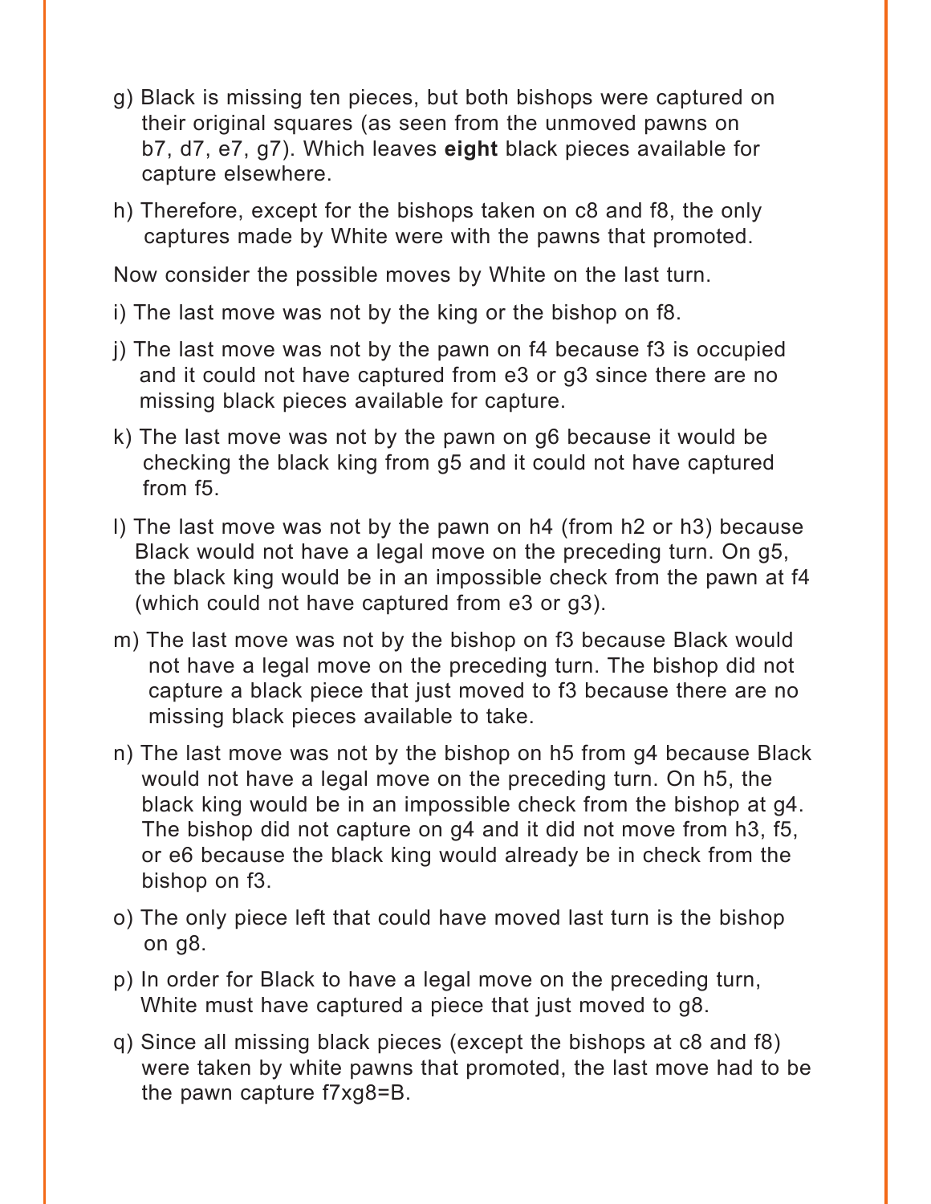g) Black is missing ten pieces, but both bishops were captured on their original squares (as seen from the unmoved pawns on b7, d7, e7, g7). Which leaves **eight** black pieces available for capture elsewhere.

h) Therefore, except for the bishops taken on c8 and f8, the only captures made by White were with the pawns that promoted.

Now consider the possible moves by White on the last turn.

i) The last move was not by the king or the bishop on f8.

j) The last move was not by the pawn on f4 because f3 is occupied and it could not have captured from e3 or g3 since there are no missing black pieces available for capture.

k) The last move was not by the pawn on g6 because it would be checking the black king from g5 and it could not have captured from f5.

l) The last move was not by the pawn on h4 (from h2 or h3) because Black would not have a legal move on the preceding turn. On g5, the black king would be in an impossible check from the pawn at f4 (which could not have captured from e3 or g3).

m) The last move was not by the bishop on f3 because Black would not have a legal move on the preceding turn. The bishop did not capture a black piece that just moved to f3 because there are no missing black pieces available to take.

n) The last move was not by the bishop on h5 from g4 because Black would not have a legal move on the preceding turn. On h5, the black king would be in an impossible check from the bishop at g4. The bishop did not capture on g4 and it did not move from h3, f5, or e6 because the black king would already be in check from the bishop on f3.

o) The only piece left that could have moved last turn is the bishop on g8.

p) In order for Black to have a legal move on the preceding turn, White must have captured a piece that just moved to g8.

q) Since all missing black pieces (except the bishops at c8 and f8) were taken by white pawns that promoted, the last move had to be the pawn capture f7xg8=B.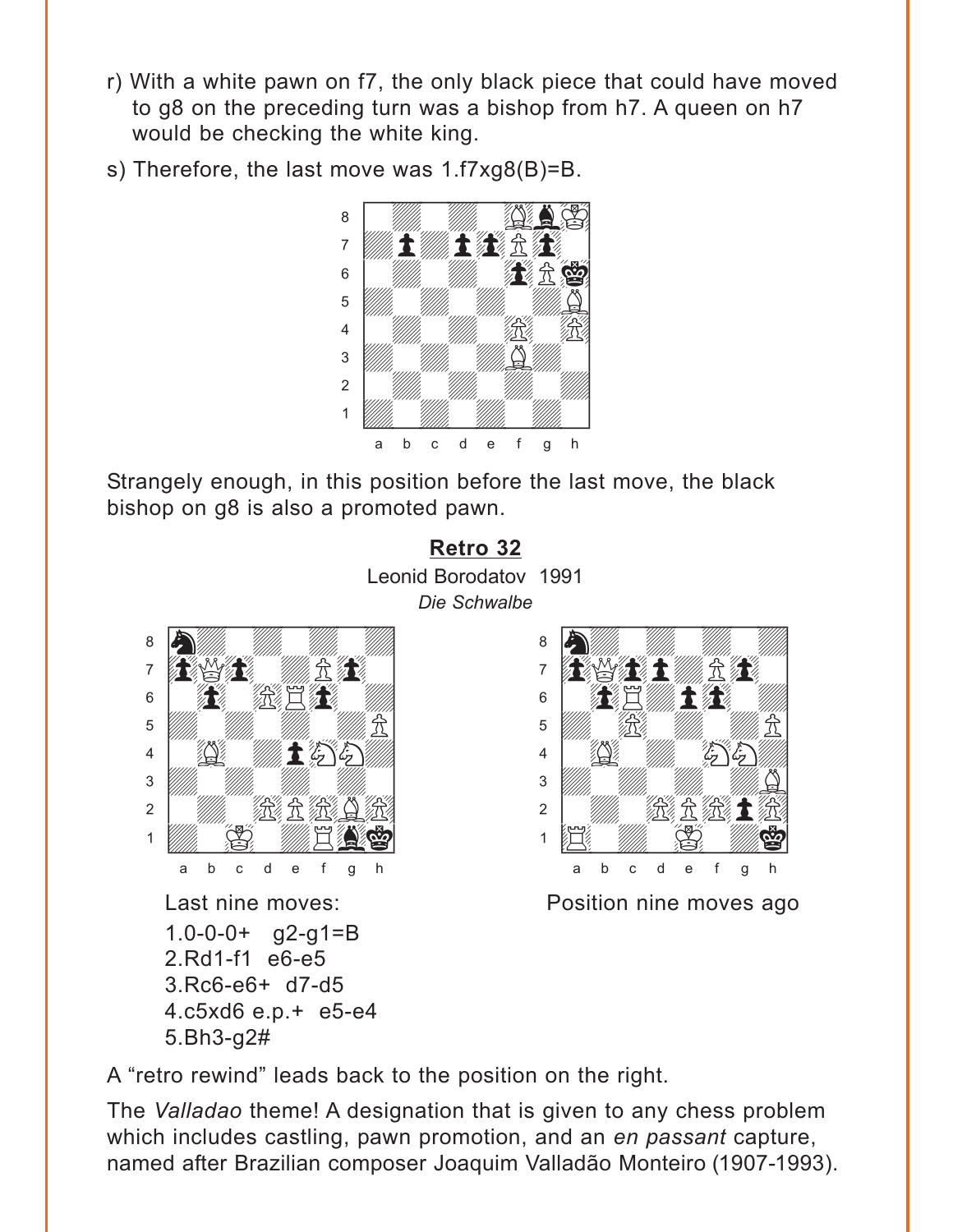r) With a white pawn on f7, the only black piece that could have moved to g8 on the preceding turn was a bishop from h7. A queen on h7 would be checking the white king.

s) Therefore, the last move was 1.f7xg8(B)=B.

Strangely enough, in this position before the last move, the black bishop on g8 is also a promoted pawn.

## Retro 32

Leonid Borodatov 1991

*Die Schwalbe*

Last nine moves:

1.0-0-0+ g2-g1=B
2.Rd1-f1 e6-e5
3.Rc6-e6+ d7-d5
4.c5xd6 e.p.+ e5-e4
5.Bh3-g2#

Position nine moves ago

A "retro rewind" leads back to the position on the right.

The *Valladao* theme! A designation that is given to any chess problem which includes castling, pawn promotion, and an *en passant* capture, named after Brazilian composer Joaquim Valladão Monteiro (1907-1993).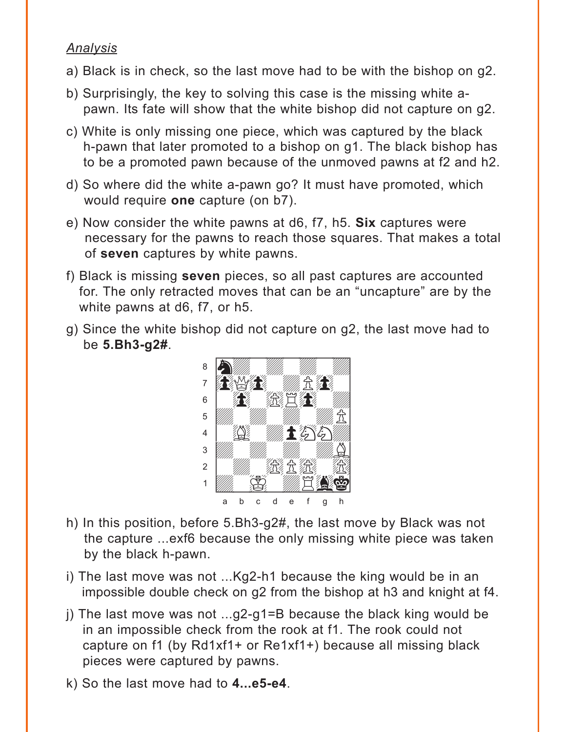*Analysis*

a) Black is in check, so the last move had to be with the bishop on g2.

b) Surprisingly, the key to solving this case is the missing white a-pawn. Its fate will show that the white bishop did not capture on g2.

c) White is only missing one piece, which was captured by the black h-pawn that later promoted to a bishop on g1. The black bishop has to be a promoted pawn because of the unmoved pawns at f2 and h2.

d) So where did the white a-pawn go? It must have promoted, which would require **one** capture (on b7).

e) Now consider the white pawns at d6, f7, h5. **Six** captures were necessary for the pawns to reach those squares. That makes a total of **seven** captures by white pawns.

f) Black is missing **seven** pieces, so all past captures are accounted for. The only retracted moves that can be an "uncapture" are by the white pawns at d6, f7, or h5.

g) Since the white bishop did not capture on g2, the last move had to be **5.Bh3-g2#**.

h) In this position, before 5.Bh3-g2#, the last move by Black was not the capture ...exf6 because the only missing white piece was taken by the black h-pawn.

i) The last move was not ...Kg2-h1 because the king would be in an impossible double check on g2 from the bishop at h3 and knight at f4.

j) The last move was not ...g2-g1=B because the black king would be in an impossible check from the rook at f1. The rook could not capture on f1 (by Rd1xf1+ or Re1xf1+) because all missing black pieces were captured by pawns.

k) So the last move had to **4...e5-e4**.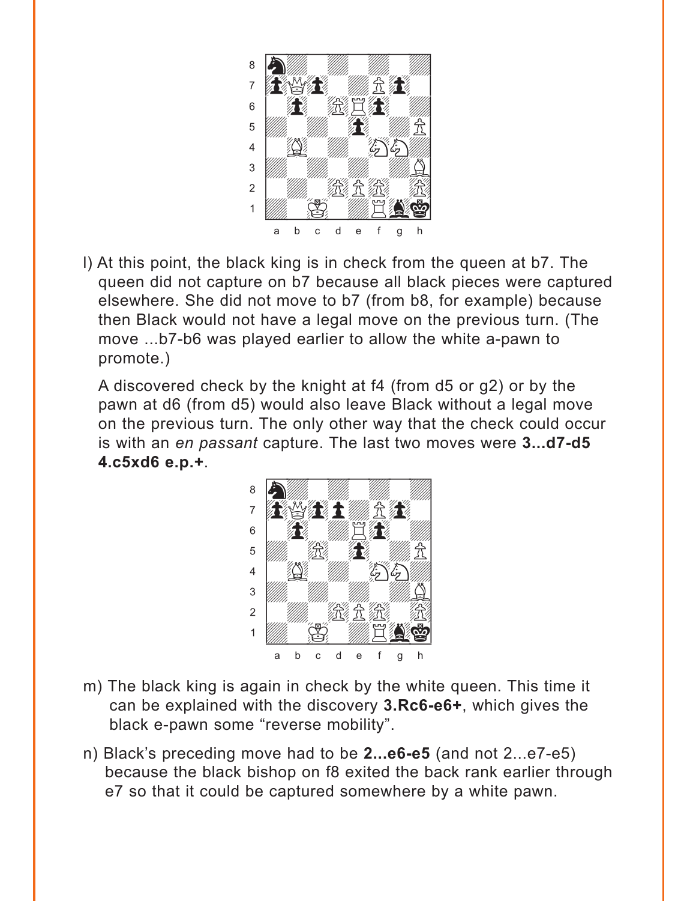l) At this point, the black king is in check from the queen at b7. The queen did not capture on b7 because all black pieces were captured elsewhere. She did not move to b7 (from b8, for example) because then Black would not have a legal move on the previous turn. (The move ...b7-b6 was played earlier to allow the white a-pawn to promote.)

A discovered check by the knight at f4 (from d5 or g2) or by the pawn at d6 (from d5) would also leave Black without a legal move on the previous turn. The only other way that the check could occur is with an *en passant* capture. The last two moves were **3...d7-d5 4.c5xd6 e.p.+**.

m) The black king is again in check by the white queen. This time it can be explained with the discovery **3.Rc6-e6+**, which gives the black e-pawn some "reverse mobility".

n) Black's preceding move had to be **2...e6-e5** (and not 2...e7-e5) because the black bishop on f8 exited the back rank earlier through e7 so that it could be captured somewhere by a white pawn.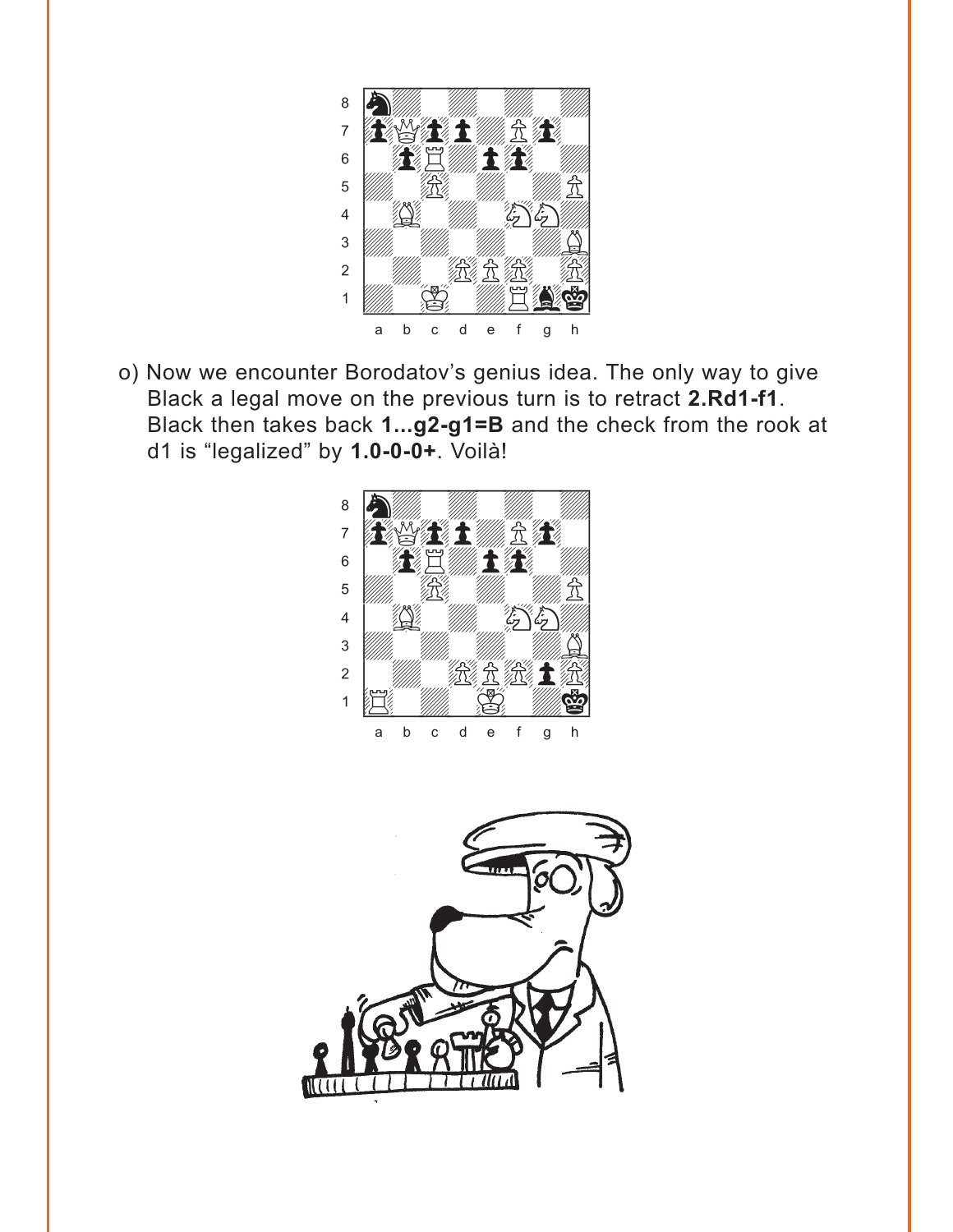o) Now we encounter Borodatov's genius idea. The only way to give Black a legal move on the previous turn is to retract **2.Rd1-f1**. Black then takes back **1...g2-g1=B** and the check from the rook at d1 is "legalized" by **1.0-0-0+**. Voilà!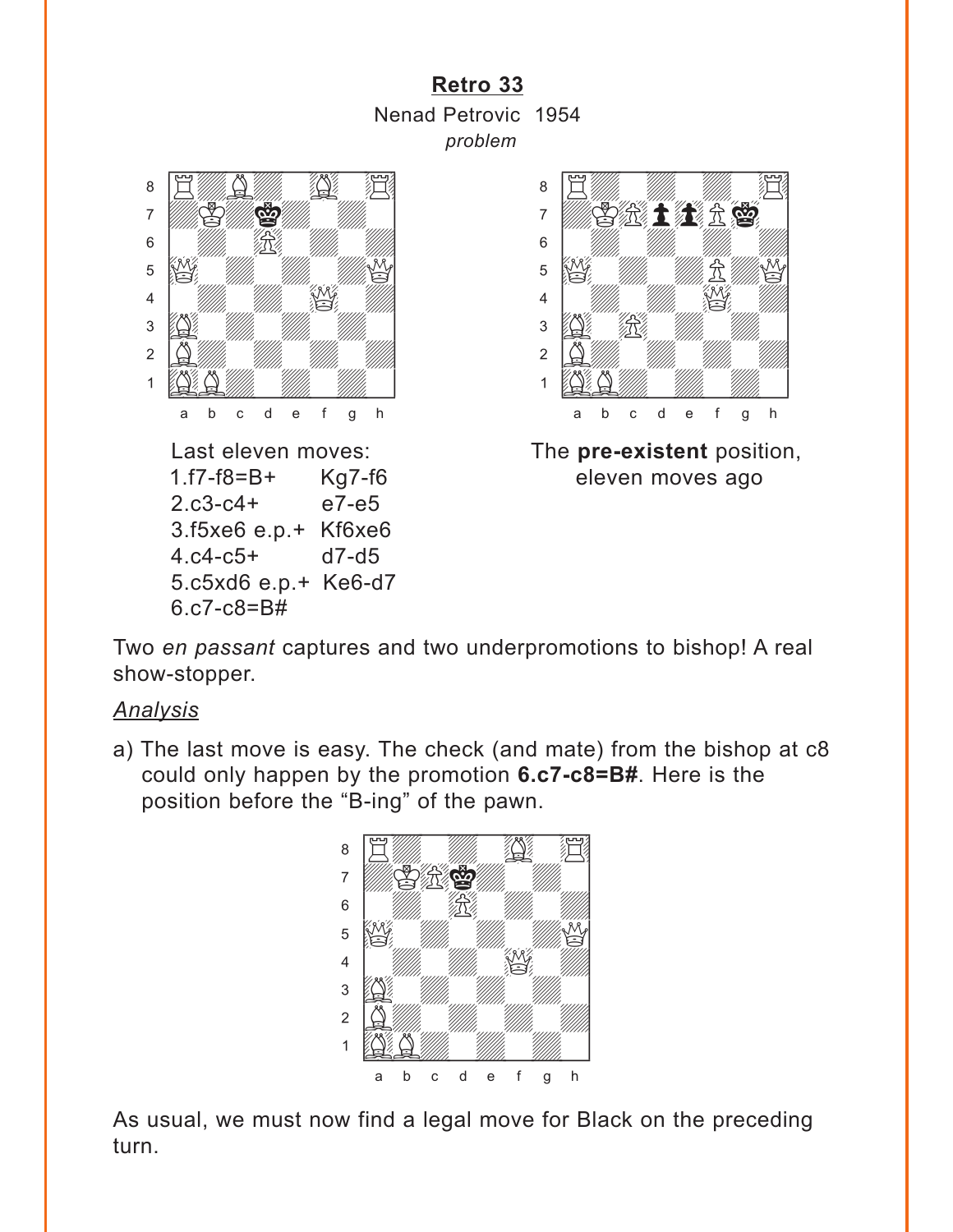## Retro 33

Nenad Petrovic 1954

*problem*

Last eleven moves:

1.f7-f8=B+ Kg7-f6
2.c3-c4+ e7-e5
3.f5xe6 e.p.+ Kf6xe6
4.c4-c5+ d7-d5
5.c5xd6 e.p.+ Ke6-d7
6.c7-c8=B#

The **pre-existent** position, eleven moves ago

Two *en passant* captures and two underpromotions to bishop! A real show-stopper.

*Analysis*

a) The last move is easy. The check (and mate) from the bishop at c8 could only happen by the promotion **6.c7-c8=B#**. Here is the position before the "B-ing" of the pawn.

As usual, we must now find a legal move for Black on the preceding turn.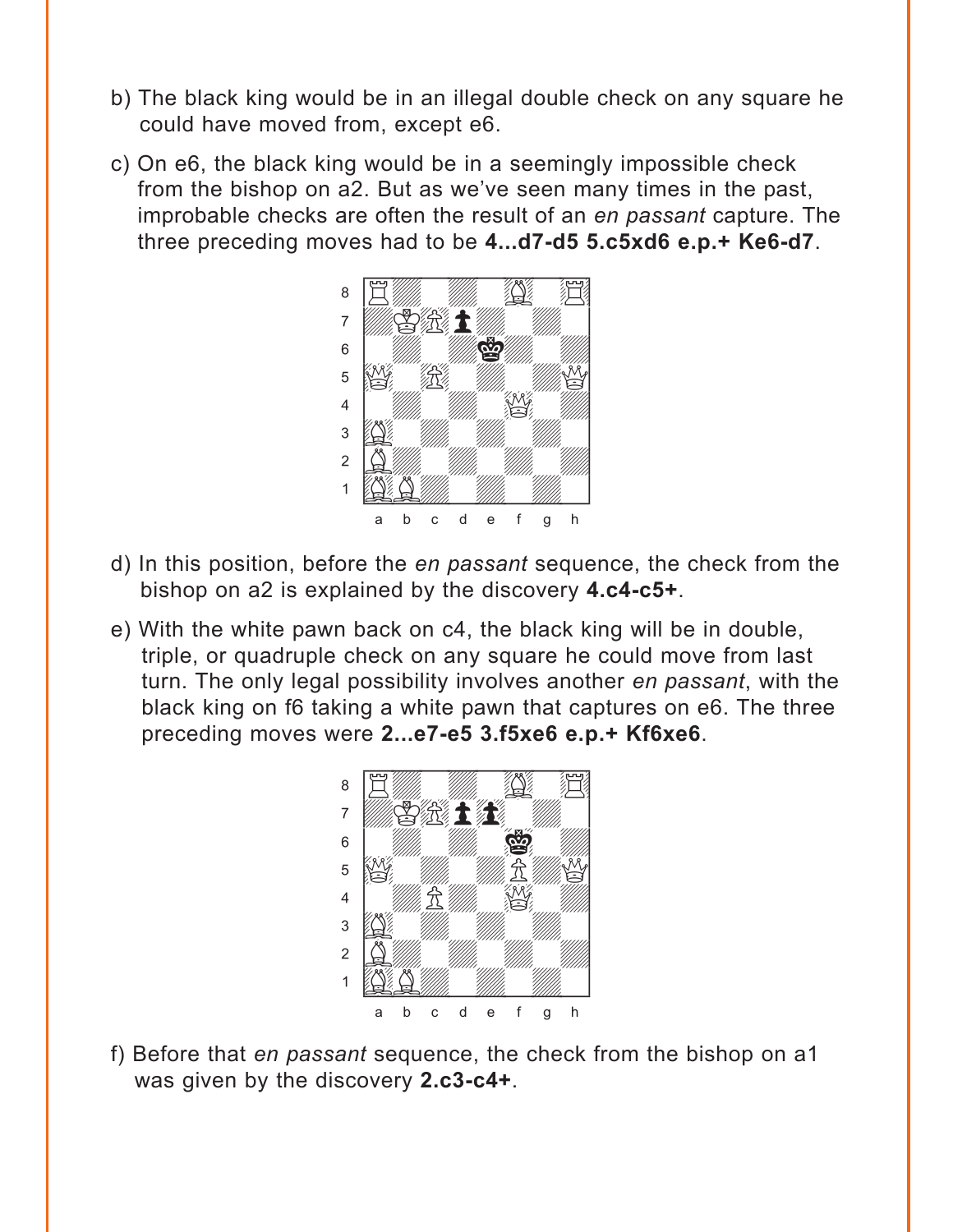b) The black king would be in an illegal double check on any square he could have moved from, except e6.

c) On e6, the black king would be in a seemingly impossible check from the bishop on a2. But as we've seen many times in the past, improbable checks are often the result of an *en passant* capture. The three preceding moves had to be **4...d7-d5 5.c5xd6 e.p.+ Ke6-d7**.

d) In this position, before the *en passant* sequence, the check from the bishop on a2 is explained by the discovery **4.c4-c5+**.

e) With the white pawn back on c4, the black king will be in double, triple, or quadruple check on any square he could move from last turn. The only legal possibility involves another *en passant*, with the black king on f6 taking a white pawn that captures on e6. The three preceding moves were **2...e7-e5 3.f5xe6 e.p.+ Kf6xe6**.

f) Before that *en passant* sequence, the check from the bishop on a1 was given by the discovery **2.c3-c4+**.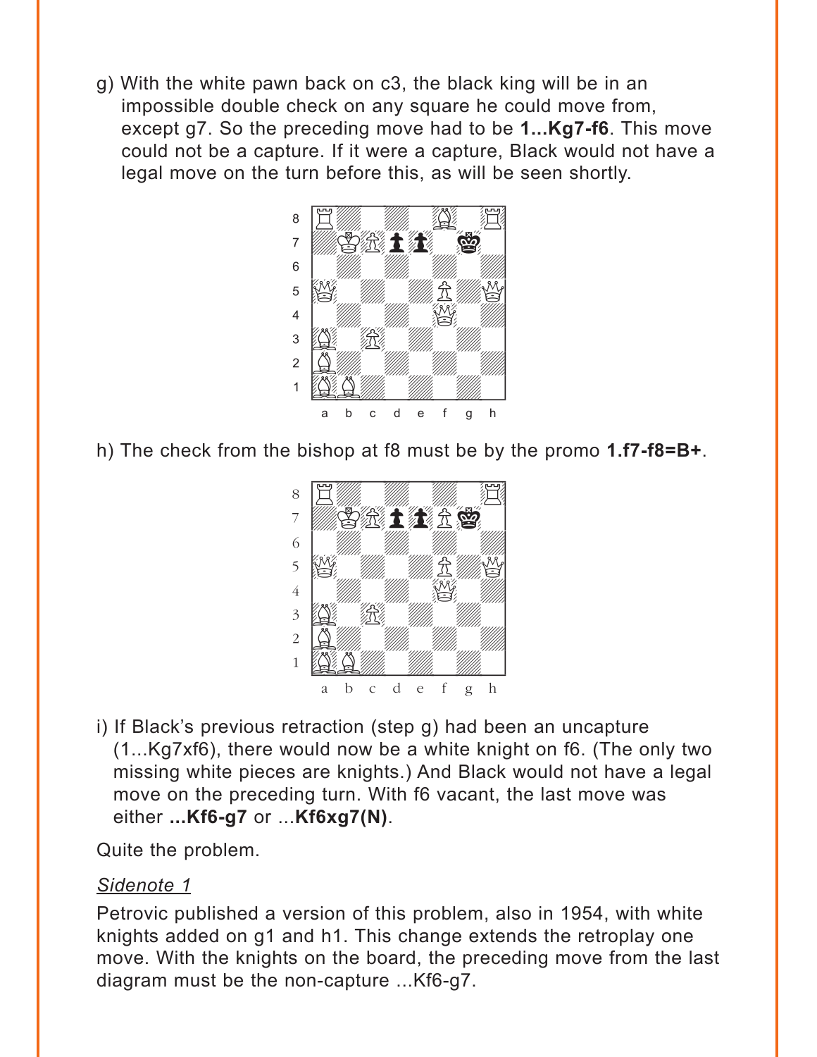g) With the white pawn back on c3, the black king will be in an impossible double check on any square he could move from, except g7. So the preceding move had to be **1...Kg7-f6**. This move could not be a capture. If it were a capture, Black would not have a legal move on the turn before this, as will be seen shortly.

h) The check from the bishop at f8 must be by the promo **1.f7-f8=B+**.

i) If Black's previous retraction (step g) had been an uncapture (1...Kg7xf6), there would now be a white knight on f6. (The only two missing white pieces are knights.) And Black would not have a legal move on the preceding turn. With f6 vacant, the last move was either **...Kf6-g7** or ...**Kf6xg7(N)**.

Quite the problem.

*Sidenote 1*

Petrovic published a version of this problem, also in 1954, with white knights added on g1 and h1. This change extends the retroplay one move. With the knights on the board, the preceding move from the last diagram must be the non-capture ...Kf6-g7.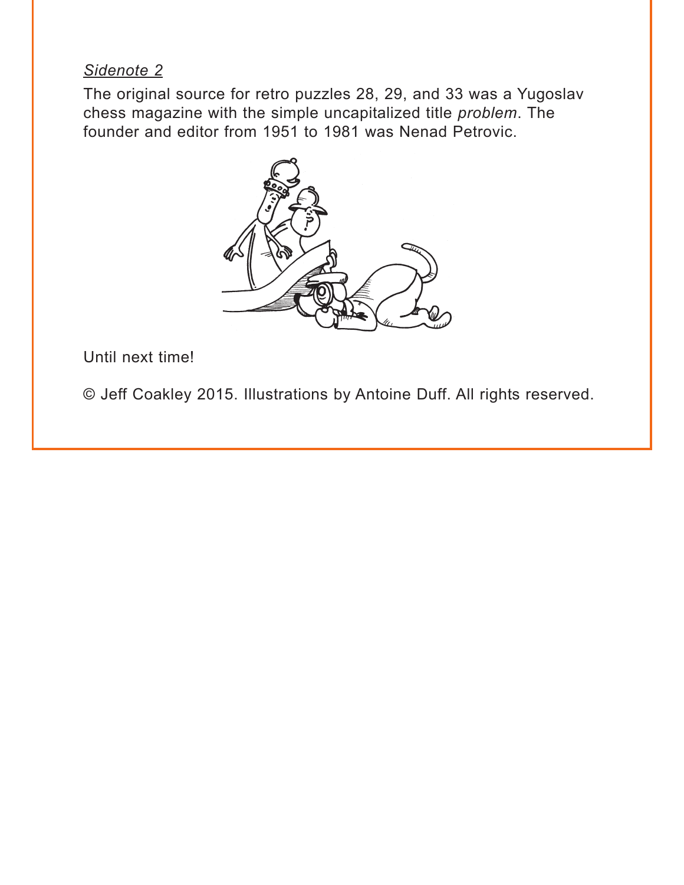*Sidenote 2*

The original source for retro puzzles 28, 29, and 33 was a Yugoslav chess magazine with the simple uncapitalized title *problem*. The founder and editor from 1951 to 1981 was Nenad Petrovic.

Until next time!

© Jeff Coakley 2015. Illustrations by Antoine Duff. All rights reserved.